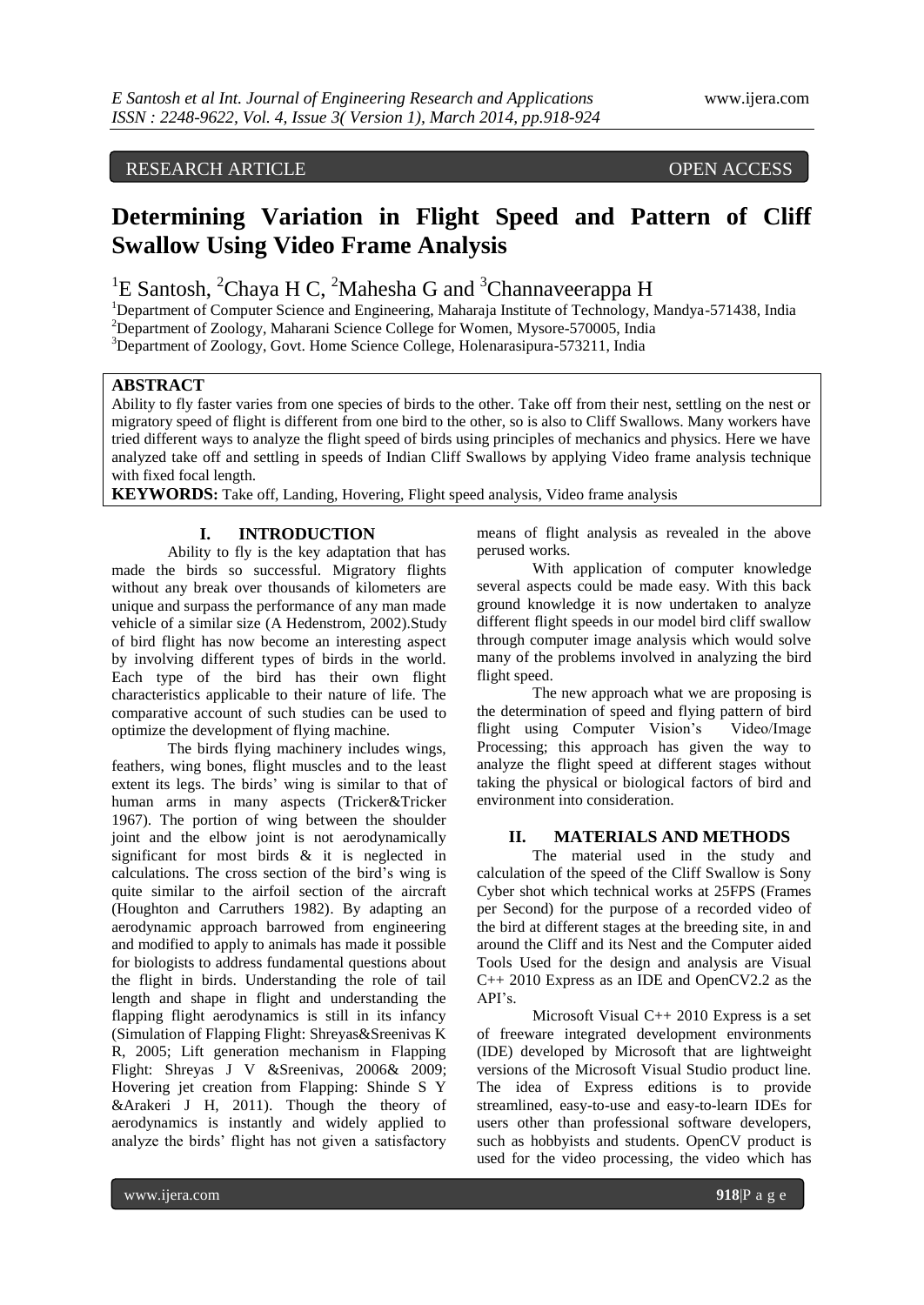RESEARCH ARTICLE OPEN ACCESS

# Determining Variation in Flight Speed and Pattern of Cliff Swallow Using Video Frame Analysis

[1]E Santosh, [2]Chaya H C, [2]Mahesha G and [3]Channaveerappa H

[1]Department of Computer Science and Engineering, Maharaja Institute of Technology, Mandya-571438, India
[2]Department of Zoology, Maharani Science College for Women, Mysore-570005, India
[3]Department of Zoology, Govt. Home Science College, Holenarasipura-573211, India

## ABSTRACT

Ability to fly faster varies from one species of birds to the other. Take off from their nest, settling on the nest or migratory speed of flight is different from one bird to the other, so is also to Cliff Swallows. Many workers have tried different ways to analyze the flight speed of birds using principles of mechanics and physics. Here we have analyzed take off and settling in speeds of Indian Cliff Swallows by applying Video frame analysis technique with fixed focal length.

**KEYWORDS:** Take off, Landing, Hovering, Flight speed analysis, Video frame analysis

## I. INTRODUCTION

Ability to fly is the key adaptation that has made the birds so successful. Migratory flights without any break over thousands of kilometers are unique and surpass the performance of any man made vehicle of a similar size (A Hedenstrom, 2002).Study of bird flight has now become an interesting aspect by involving different types of birds in the world. Each type of the bird has their own flight characteristics applicable to their nature of life. The comparative account of such studies can be used to optimize the development of flying machine.

The birds flying machinery includes wings, feathers, wing bones, flight muscles and to the least extent its legs. The birds' wing is similar to that of human arms in many aspects (Tricker&Tricker 1967). The portion of wing between the shoulder joint and the elbow joint is not aerodynamically significant for most birds & it is neglected in calculations. The cross section of the bird's wing is quite similar to the airfoil section of the aircraft (Houghton and Carruthers 1982). By adapting an aerodynamic approach barrowed from engineering and modified to apply to animals has made it possible for biologists to address fundamental questions about the flight in birds. Understanding the role of tail length and shape in flight and understanding the flapping flight aerodynamics is still in its infancy (Simulation of Flapping Flight: Shreyas&Sreenivas K R, 2005; Lift generation mechanism in Flapping Flight: Shreyas J V &Sreenivas, 2006& 2009; Hovering jet creation from Flapping: Shinde S Y &Arakeri J H, 2011). Though the theory of aerodynamics is instantly and widely applied to analyze the birds' flight has not given a satisfactory means of flight analysis as revealed in the above perused works.

With application of computer knowledge several aspects could be made easy. With this back ground knowledge it is now undertaken to analyze different flight speeds in our model bird cliff swallow through computer image analysis which would solve many of the problems involved in analyzing the bird flight speed.

The new approach what we are proposing is the determination of speed and flying pattern of bird flight using Computer Vision's Video/Image Processing; this approach has given the way to analyze the flight speed at different stages without taking the physical or biological factors of bird and environment into consideration.

## II. MATERIALS AND METHODS

The material used in the study and calculation of the speed of the Cliff Swallow is Sony Cyber shot which technical works at 25FPS (Frames per Second) for the purpose of a recorded video of the bird at different stages at the breeding site, in and around the Cliff and its Nest and the Computer aided Tools Used for the design and analysis are Visual C++ 2010 Express as an IDE and OpenCV2.2 as the API's.

Microsoft Visual C++ 2010 Express is a set of freeware integrated development environments (IDE) developed by Microsoft that are lightweight versions of the Microsoft Visual Studio product line. The idea of Express editions is to provide streamlined, easy-to-use and easy-to-learn IDEs for users other than professional software developers, such as hobbyists and students. OpenCV product is used for the video processing, the video which has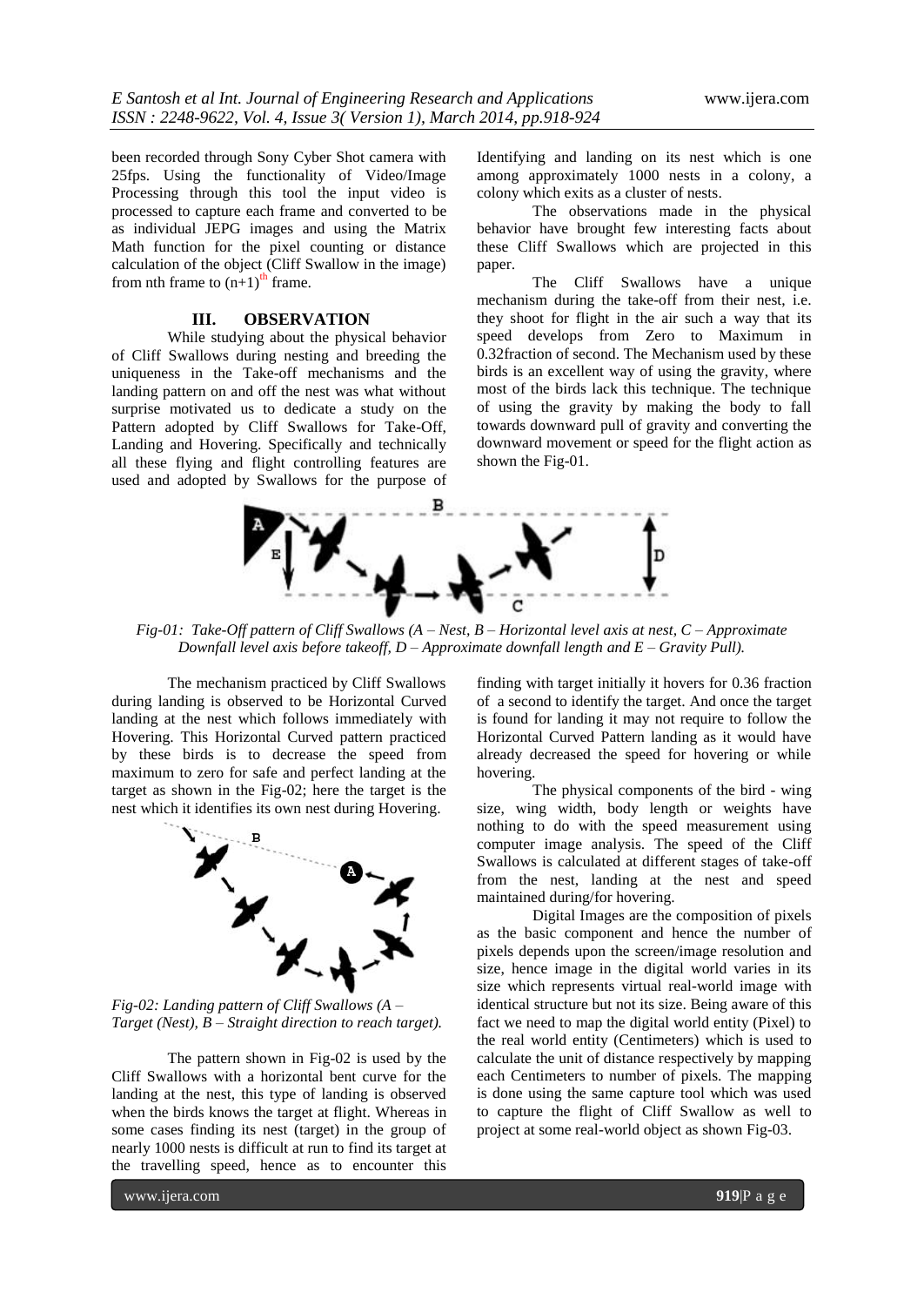been recorded through Sony Cyber Shot camera with 25fps. Using the functionality of Video/Image Processing through this tool the input video is processed to capture each frame and converted to be as individual JEPG images and using the Matrix Math function for the pixel counting or distance calculation of the object (Cliff Swallow in the image) from nth frame to $(n+1)^{th}$ frame.

## III. OBSERVATION

While studying about the physical behavior of Cliff Swallows during nesting and breeding the uniqueness in the Take-off mechanisms and the landing pattern on and off the nest was what without surprise motivated us to dedicate a study on the Pattern adopted by Cliff Swallows for Take-Off, Landing and Hovering. Specifically and technically all these flying and flight controlling features are used and adopted by Swallows for the purpose of Identifying and landing on its nest which is one among approximately 1000 nests in a colony, a colony which exits as a cluster of nests.

The observations made in the physical behavior have brought few interesting facts about these Cliff Swallows which are projected in this paper.

The Cliff Swallows have a unique mechanism during the take-off from their nest, i.e. they shoot for flight in the air such a way that its speed develops from Zero to Maximum in 0.32fraction of second. The Mechanism used by these birds is an excellent way of using the gravity, where most of the birds lack this technique. The technique of using the gravity by making the body to fall towards downward pull of gravity and converting the downward movement or speed for the flight action as shown the Fig-01.

*Fig-01: Take-Off pattern of Cliff Swallows (A – Nest, B – Horizontal level axis at nest, C – Approximate Downfall level axis before takeoff, D – Approximate downfall length and E – Gravity Pull).*

The mechanism practiced by Cliff Swallows during landing is observed to be Horizontal Curved landing at the nest which follows immediately with Hovering. This Horizontal Curved pattern practiced by these birds is to decrease the speed from maximum to zero for safe and perfect landing at the target as shown in the Fig-02; here the target is the nest which it identifies its own nest during Hovering.

*Fig-02: Landing pattern of Cliff Swallows (A – Target (Nest), B – Straight direction to reach target).*

The pattern shown in Fig-02 is used by the Cliff Swallows with a horizontal bent curve for the landing at the nest, this type of landing is observed when the birds knows the target at flight. Whereas in some cases finding its nest (target) in the group of nearly 1000 nests is difficult at run to find its target at the travelling speed, hence as to encounter this finding with target initially it hovers for 0.36 fraction of a second to identify the target. And once the target is found for landing it may not require to follow the Horizontal Curved Pattern landing as it would have already decreased the speed for hovering or while hovering.

The physical components of the bird - wing size, wing width, body length or weights have nothing to do with the speed measurement using computer image analysis. The speed of the Cliff Swallows is calculated at different stages of take-off from the nest, landing at the nest and speed maintained during/for hovering.

Digital Images are the composition of pixels as the basic component and hence the number of pixels depends upon the screen/image resolution and size, hence image in the digital world varies in its size which represents virtual real-world image with identical structure but not its size. Being aware of this fact we need to map the digital world entity (Pixel) to the real world entity (Centimeters) which is used to calculate the unit of distance respectively by mapping each Centimeters to number of pixels. The mapping is done using the same capture tool which was used to capture the flight of Cliff Swallow as well to project at some real-world object as shown Fig-03.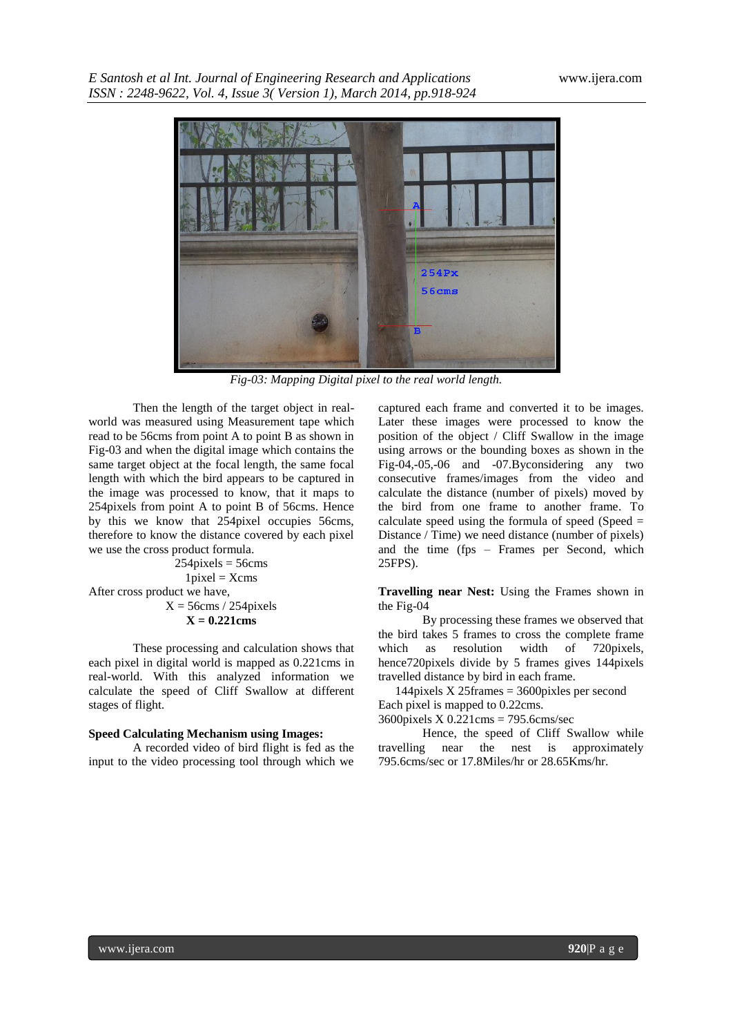*Fig-03: Mapping Digital pixel to the real world length.*

Then the length of the target object in real-world was measured using Measurement tape which read to be 56cms from point A to point B as shown in Fig-03 and when the digital image which contains the same target object at the focal length, the same focal length with which the bird appears to be captured in the image was processed to know, that it maps to 254pixels from point A to point B of 56cms. Hence by this we know that 254pixel occupies 56cms, therefore to know the distance covered by each pixel we use the cross product formula.

$$254\text{pixels} = 56\text{cms}$$

$$1\text{pixel} = X\text{cms}$$

After cross product we have,

$$X = 56\text{cms} / 254\text{pixels}$$

$$\mathbf{X = 0.221cms}$$

These processing and calculation shows that each pixel in digital world is mapped as 0.221cms in real-world. With this analyzed information we calculate the speed of Cliff Swallow at different stages of flight.

**Speed Calculating Mechanism using Images:**

A recorded video of bird flight is fed as the input to the video processing tool through which we captured each frame and converted it to be images. Later these images were processed to know the position of the object / Cliff Swallow in the image using arrows or the bounding boxes as shown in the Fig-04,-05,-06 and -07.Byconsidering any two consecutive frames/images from the video and calculate the distance (number of pixels) moved by the bird from one frame to another frame. To calculate speed using the formula of speed (Speed = Distance / Time) we need distance (number of pixels) and the time (fps – Frames per Second, which 25FPS).

**Travelling near Nest:** Using the Frames shown in the Fig-04

By processing these frames we observed that the bird takes 5 frames to cross the complete frame which as resolution width of 720pixels, hence720pixels divide by 5 frames gives 144pixels travelled distance by bird in each frame.

144pixels X 25frames = 3600pixles per second

Each pixel is mapped to 0.22cms.

3600pixels X 0.221cms = 795.6cms/sec

Hence, the speed of Cliff Swallow while travelling near the nest is approximately 795.6cms/sec or 17.8Miles/hr or 28.65Kms/hr.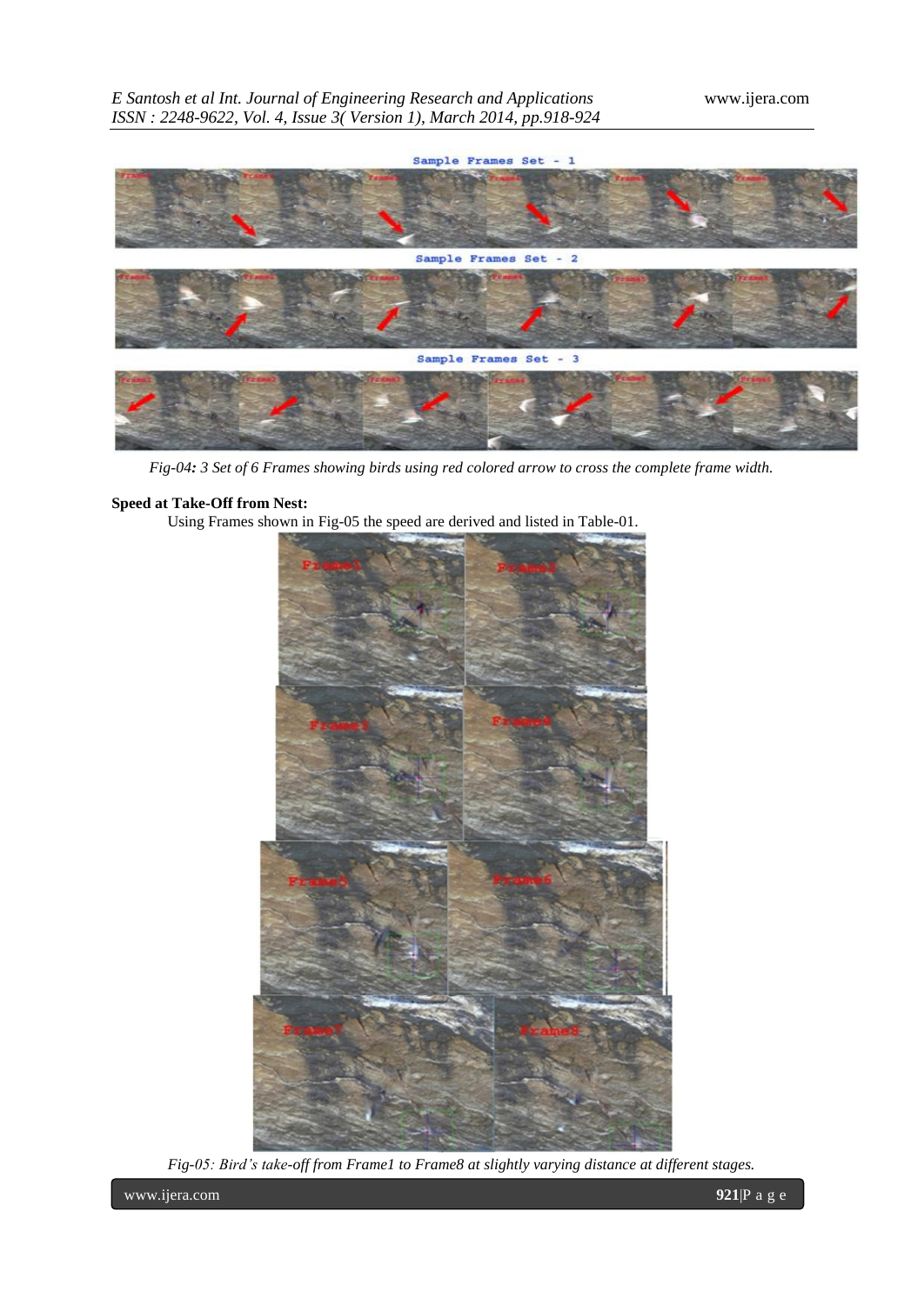Fig-04: 3 Set of 6 Frames showing birds using red colored arrow to cross the complete frame width.

**Speed at Take-Off from Nest:**

Using Frames shown in Fig-05 the speed are derived and listed in Table-01.

Fig-05: Bird's take-off from Frame1 to Frame8 at slightly varying distance at different stages.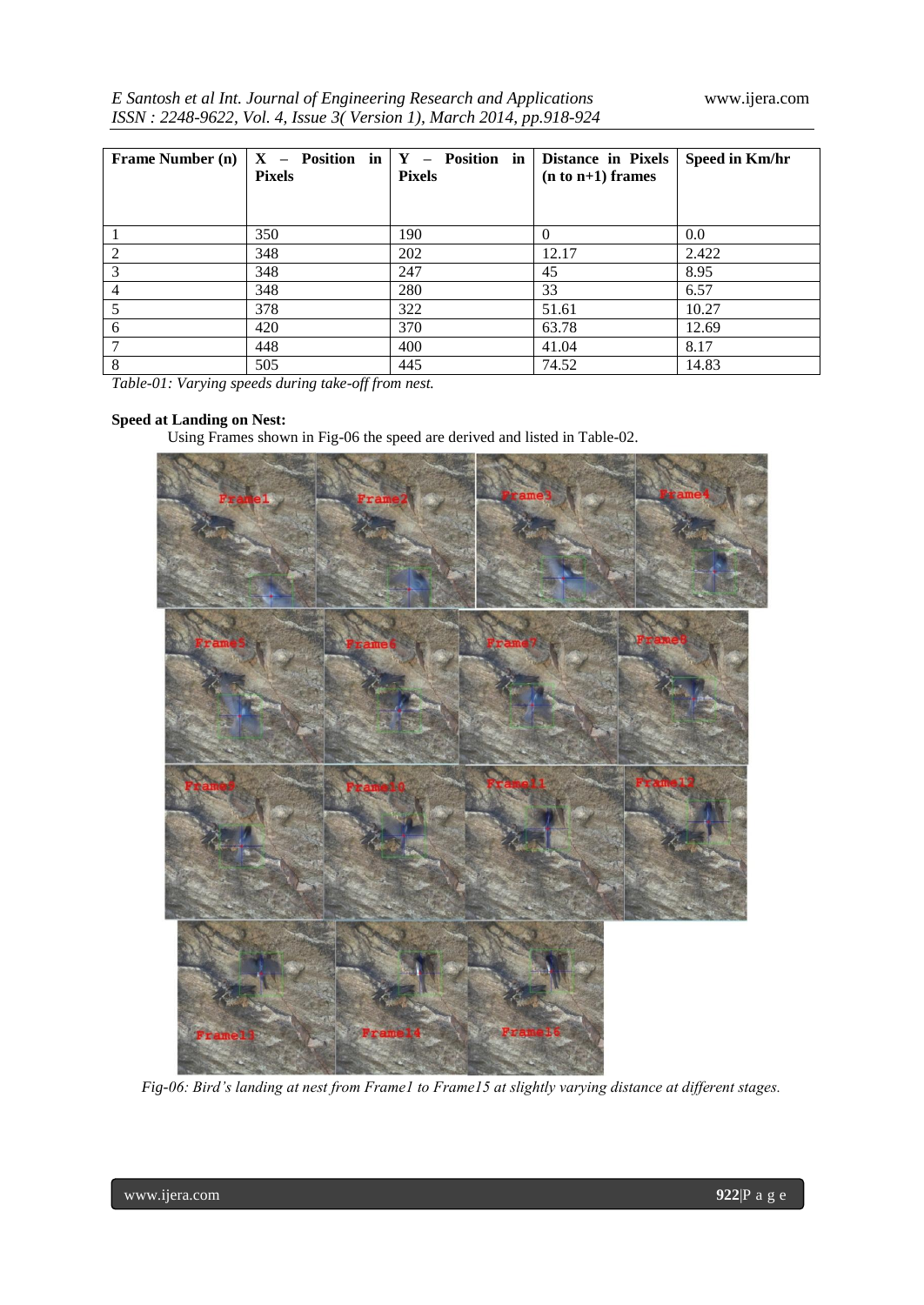| Frame Number (n) | X – Position in Pixels | Y – Position in Pixels | Distance in Pixels (n to n+1) frames | Speed in Km/hr |
|---|---|---|---|---|
| 1 | 350 | 190 | 0 | 0.0 |
| 2 | 348 | 202 | 12.17 | 2.422 |
| 3 | 348 | 247 | 45 | 8.95 |
| 4 | 348 | 280 | 33 | 6.57 |
| 5 | 378 | 322 | 51.61 | 10.27 |
| 6 | 420 | 370 | 63.78 | 12.69 |
| 7 | 448 | 400 | 41.04 | 8.17 |
| 8 | 505 | 445 | 74.52 | 14.83 |

*Table-01: Varying speeds during take-off from nest.*

**Speed at Landing on Nest:**

Using Frames shown in Fig-06 the speed are derived and listed in Table-02.

*Fig-06: Bird's landing at nest from Frame1 to Frame15 at slightly varying distance at different stages.*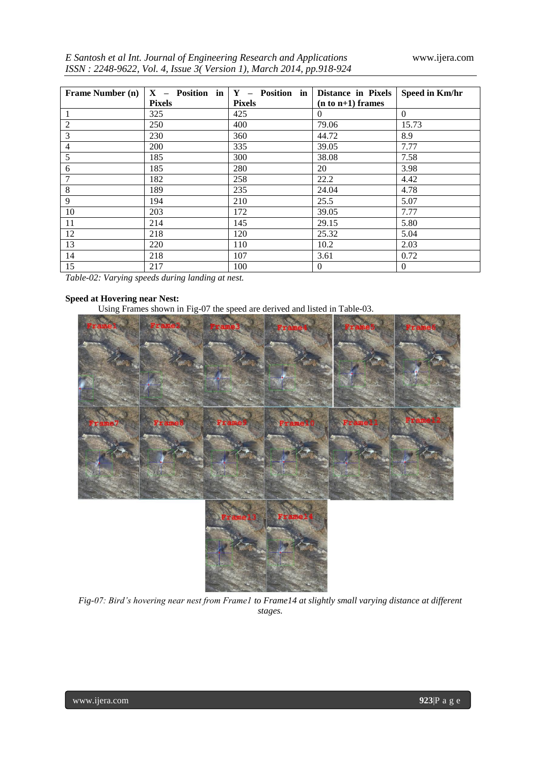| Frame Number (n) | X – Position in Pixels | Y – Position in Pixels | Distance in Pixels (n to n+1) frames | Speed in Km/hr |
|---|---|---|---|---|
| 1 | 325 | 425 | 0 | 0 |
| 2 | 250 | 400 | 79.06 | 15.73 |
| 3 | 230 | 360 | 44.72 | 8.9 |
| 4 | 200 | 335 | 39.05 | 7.77 |
| 5 | 185 | 300 | 38.08 | 7.58 |
| 6 | 185 | 280 | 20 | 3.98 |
| 7 | 182 | 258 | 22.2 | 4.42 |
| 8 | 189 | 235 | 24.04 | 4.78 |
| 9 | 194 | 210 | 25.5 | 5.07 |
| 10 | 203 | 172 | 39.05 | 7.77 |
| 11 | 214 | 145 | 29.15 | 5.80 |
| 12 | 218 | 120 | 25.32 | 5.04 |
| 13 | 220 | 110 | 10.2 | 2.03 |
| 14 | 218 | 107 | 3.61 | 0.72 |
| 15 | 217 | 100 | 0 | 0 |

*Table-02: Varying speeds during landing at nest.*

**Speed at Hovering near Nest:**

Using Frames shown in Fig-07 the speed are derived and listed in Table-03.

*Fig-07: Bird's hovering near nest from Frame1 to Frame14 at slightly small varying distance at different stages.*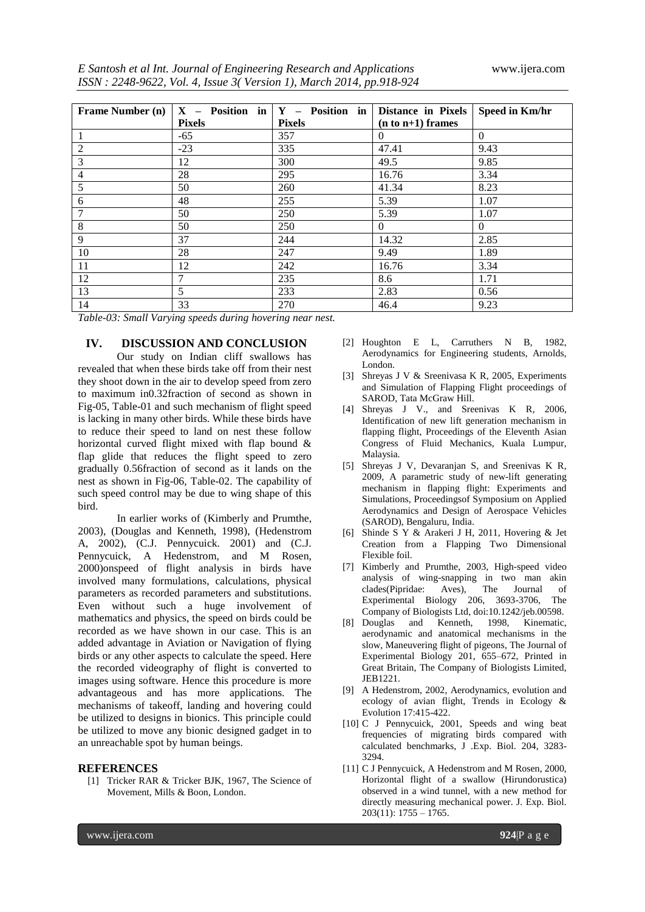| Frame Number (n) | X – Position in Pixels | Y – Position in Pixels | Distance in Pixels (n to n+1) frames | Speed in Km/hr |
|---|---|---|---|---|
| 1 | -65 | 357 | 0 | 0 |
| 2 | -23 | 335 | 47.41 | 9.43 |
| 3 | 12 | 300 | 49.5 | 9.85 |
| 4 | 28 | 295 | 16.76 | 3.34 |
| 5 | 50 | 260 | 41.34 | 8.23 |
| 6 | 48 | 255 | 5.39 | 1.07 |
| 7 | 50 | 250 | 5.39 | 1.07 |
| 8 | 50 | 250 | 0 | 0 |
| 9 | 37 | 244 | 14.32 | 2.85 |
| 10 | 28 | 247 | 9.49 | 1.89 |
| 11 | 12 | 242 | 16.76 | 3.34 |
| 12 | 7 | 235 | 8.6 | 1.71 |
| 13 | 5 | 233 | 2.83 | 0.56 |
| 14 | 33 | 270 | 46.4 | 9.23 |

*Table-03: Small Varying speeds during hovering near nest.*

## IV. DISCUSSION AND CONCLUSION

Our study on Indian cliff swallows has revealed that when these birds take off from their nest they shoot down in the air to develop speed from zero to maximum in0.32fraction of second as shown in Fig-05, Table-01 and such mechanism of flight speed is lacking in many other birds. While these birds have to reduce their speed to land on nest these follow horizontal curved flight mixed with flap bound & flap glide that reduces the flight speed to zero gradually 0.56fraction of second as it lands on the nest as shown in Fig-06, Table-02. The capability of such speed control may be due to wing shape of this bird.

In earlier works of (Kimberly and Prumthe, 2003), (Douglas and Kenneth, 1998), (Hedenstrom A, 2002), (C.J. Pennycuick. 2001) and (C.J. Pennycuick, A Hedenstrom, and M Rosen, 2000)onspeed of flight analysis in birds have involved many formulations, calculations, physical parameters as recorded parameters and substitutions. Even without such a huge involvement of mathematics and physics, the speed on birds could be recorded as we have shown in our case. This is an added advantage in Aviation or Navigation of flying birds or any other aspects to calculate the speed. Here the recorded videography of flight is converted to images using software. Hence this procedure is more advantageous and has more applications. The mechanisms of takeoff, landing and hovering could be utilized to designs in bionics. This principle could be utilized to move any bionic designed gadget in to an unreachable spot by human beings.

## REFERENCES

[1] Tricker RAR & Tricker BJK, 1967, The Science of Movement, Mills & Boon, London.

[2] Houghton E L, Carruthers N B, 1982, Aerodynamics for Engineering students, Arnolds, London.

[3] Shreyas J V & Sreenivasa K R, 2005, Experiments and Simulation of Flapping Flight proceedings of SAROD, Tata McGraw Hill.

[4] Shreyas J V., and Sreenivas K R, 2006, Identification of new lift generation mechanism in flapping flight, Proceedings of the Eleventh Asian Congress of Fluid Mechanics, Kuala Lumpur, Malaysia.

[5] Shreyas J V, Devaranjan S, and Sreenivas K R, 2009, A parametric study of new-lift generating mechanism in flapping flight: Experiments and Simulations, Proceedingsof Symposium on Applied Aerodynamics and Design of Aerospace Vehicles (SAROD), Bengaluru, India.

[6] Shinde S Y & Arakeri J H, 2011, Hovering & Jet Creation from a Flapping Two Dimensional Flexible foil.

[7] Kimberly and Prumthe, 2003, High-speed video analysis of wing-snapping in two man akin clades(Pipridae: Aves), The Journal of Experimental Biology 206, 3693-3706, The Company of Biologists Ltd, doi:10.1242/jeb.00598.

[8] Douglas and Kenneth, 1998, Kinematic, aerodynamic and anatomical mechanisms in the slow, Maneuvering flight of pigeons, The Journal of Experimental Biology 201, 655–672, Printed in Great Britain, The Company of Biologists Limited, JEB1221.

[9] A Hedenstrom, 2002, Aerodynamics, evolution and ecology of avian flight, Trends in Ecology & Evolution 17:415-422.

[10] C J Pennycuick, 2001, Speeds and wing beat frequencies of migrating birds compared with calculated benchmarks, J .Exp. Biol. 204, 3283-3294.

[11] C J Pennycuick, A Hedenstrom and M Rosen, 2000, Horizontal flight of a swallow (Hirundorustica) observed in a wind tunnel, with a new method for directly measuring mechanical power. J. Exp. Biol. 203(11): 1755 – 1765.